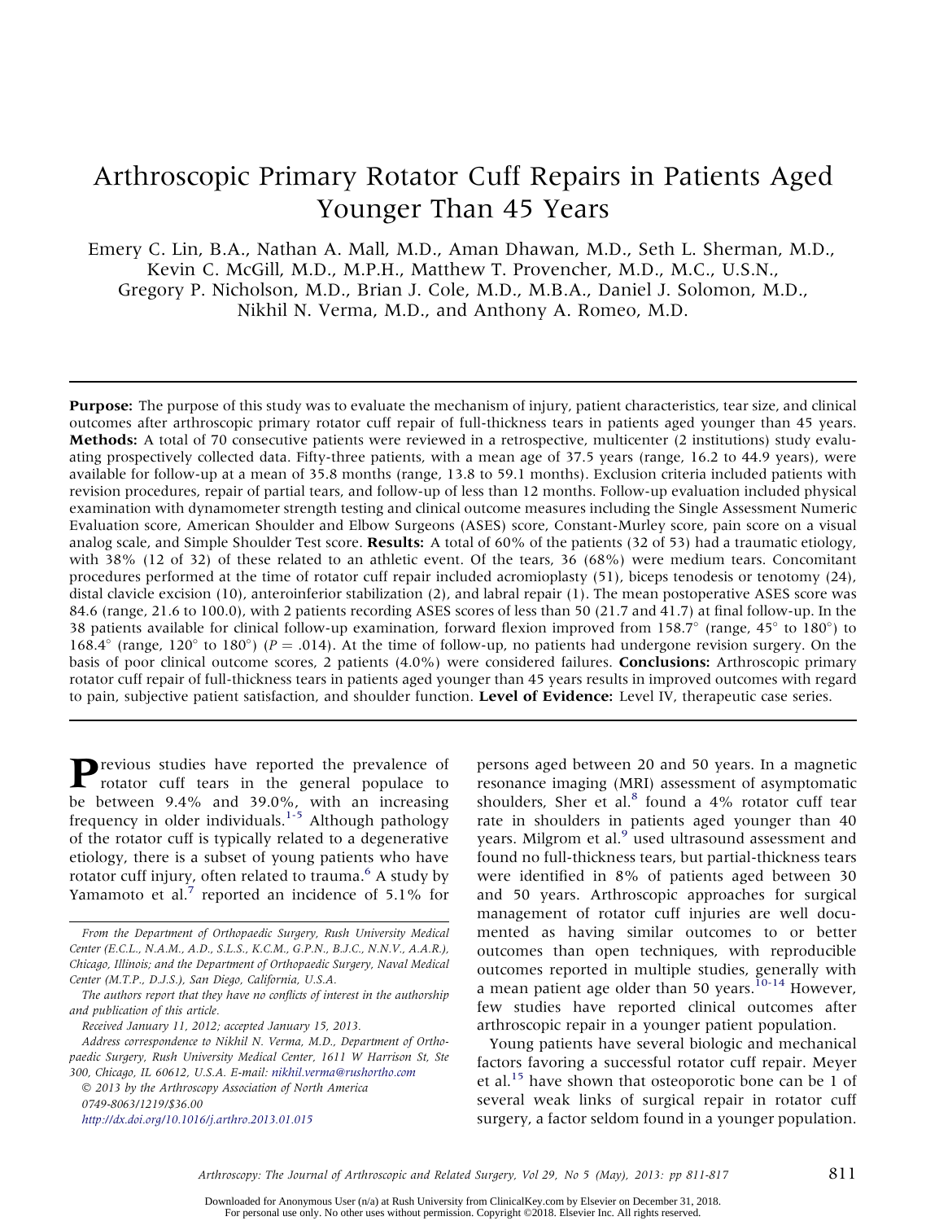# Arthroscopic Primary Rotator Cuff Repairs in Patients Aged Younger Than 45 Years

Emery C. Lin, B.A., Nathan A. Mall, M.D., Aman Dhawan, M.D., Seth L. Sherman, M.D., Kevin C. McGill, M.D., M.P.H., Matthew T. Provencher, M.D., M.C., U.S.N., Gregory P. Nicholson, M.D., Brian J. Cole, M.D., M.B.A., Daniel J. Solomon, M.D., Nikhil N. Verma, M.D., and Anthony A. Romeo, M.D.

**Purpose:** The purpose of this study was to evaluate the mechanism of injury, patient characteristics, tear size, and clinical outcomes after arthroscopic primary rotator cuff repair of full-thickness tears in patients aged younger than 45 years. **Methods:** A total of 70 consecutive patients were reviewed in a retrospective, multicenter (2 institutions) study evaluating prospectively collected data. Fifty-three patients, with a mean age of 37.5 years (range, 16.2 to 44.9 years), were available for follow-up at a mean of 35.8 months (range, 13.8 to 59.1 months). Exclusion criteria included patients with revision procedures, repair of partial tears, and follow-up of less than 12 months. Follow-up evaluation included physical examination with dynamometer strength testing and clinical outcome measures including the Single Assessment Numeric Evaluation score, American Shoulder and Elbow Surgeons (ASES) score, Constant-Murley score, pain score on a visual analog scale, and Simple Shoulder Test score. **Results:** A total of 60% of the patients (32 of 53) had a traumatic etiology, with 38% (12 of 32) of these related to an athletic event. Of the tears, 36 (68%) were medium tears. Concomitant procedures performed at the time of rotator cuff repair included acromioplasty (51), biceps tenodesis or tenotomy (24), distal clavicle excision (10), anteroinferior stabilization (2), and labral repair (1). The mean postoperative ASES score was 84.6 (range, 21.6 to 100.0), with 2 patients recording ASES scores of less than 50 (21.7 and 41.7) at final follow-up. In the 38 patients available for clinical follow-up examination, forward flexion improved from 158.7° (range, 45° to 180°) to 168.4° (range, 120° to 180°) ($P = .014$). At the time of follow-up, no patients had undergone revision surgery. On the basis of poor clinical outcome scores, 2 patients (4.0%) were considered failures. **Conclusions:** Arthroscopic primary rotator cuff repair of full-thickness tears in patients aged younger than 45 years results in improved outcomes with regard to pain, subjective patient satisfaction, and shoulder function. **Level of Evidence:** Level IV, therapeutic case series.

Previous studies have reported the prevalence of rotator cuff tears in the general populace to be between 9.4% and 39.0%, with an increasing frequency in older individuals.[1-5] Although pathology of the rotator cuff is typically related to a degenerative etiology, there is a subset of young patients who have rotator cuff injury, often related to trauma.[6] A study by Yamamoto et al.[7] reported an incidence of 5.1% for persons aged between 20 and 50 years. In a magnetic resonance imaging (MRI) assessment of asymptomatic shoulders, Sher et al.[8] found a 4% rotator cuff tear rate in shoulders in patients aged younger than 40 years. Milgrom et al.[9] used ultrasound assessment and found no full-thickness tears, but partial-thickness tears were identified in 8% of patients aged between 30 and 50 years. Arthroscopic approaches for surgical management of rotator cuff injuries are well documented as having similar outcomes to or better outcomes than open techniques, with reproducible outcomes reported in multiple studies, generally with a mean patient age older than 50 years.[10-14] However, few studies have reported clinical outcomes after arthroscopic repair in a younger patient population.

Young patients have several biologic and mechanical factors favoring a successful rotator cuff repair. Meyer et al.[15] have shown that osteoporotic bone can be 1 of several weak links of surgical repair in rotator cuff surgery, a factor seldom found in a younger population.

*From the Department of Orthopaedic Surgery, Rush University Medical Center (E.C.L., N.A.M., A.D., S.L.S., K.C.M., G.P.N., B.J.C., N.N.V., A.A.R.), Chicago, Illinois; and the Department of Orthopaedic Surgery, Naval Medical Center (M.T.P., D.J.S.), San Diego, California, U.S.A.*

*The authors report that they have no conflicts of interest in the authorship and publication of this article.*

*Received January 11, 2012; accepted January 15, 2013.*

*Address correspondence to Nikhil N. Verma, M.D., Department of Orthopaedic Surgery, Rush University Medical Center, 1611 W Harrison St, Ste 300, Chicago, IL 60612, U.S.A. E-mail: nikhil.verma@rushortho.com*

*© 2013 by the Arthroscopy Association of North America*

*0749-8063/1219/$36.00*

*http://dx.doi.org/10.1016/j.arthro.2013.01.015*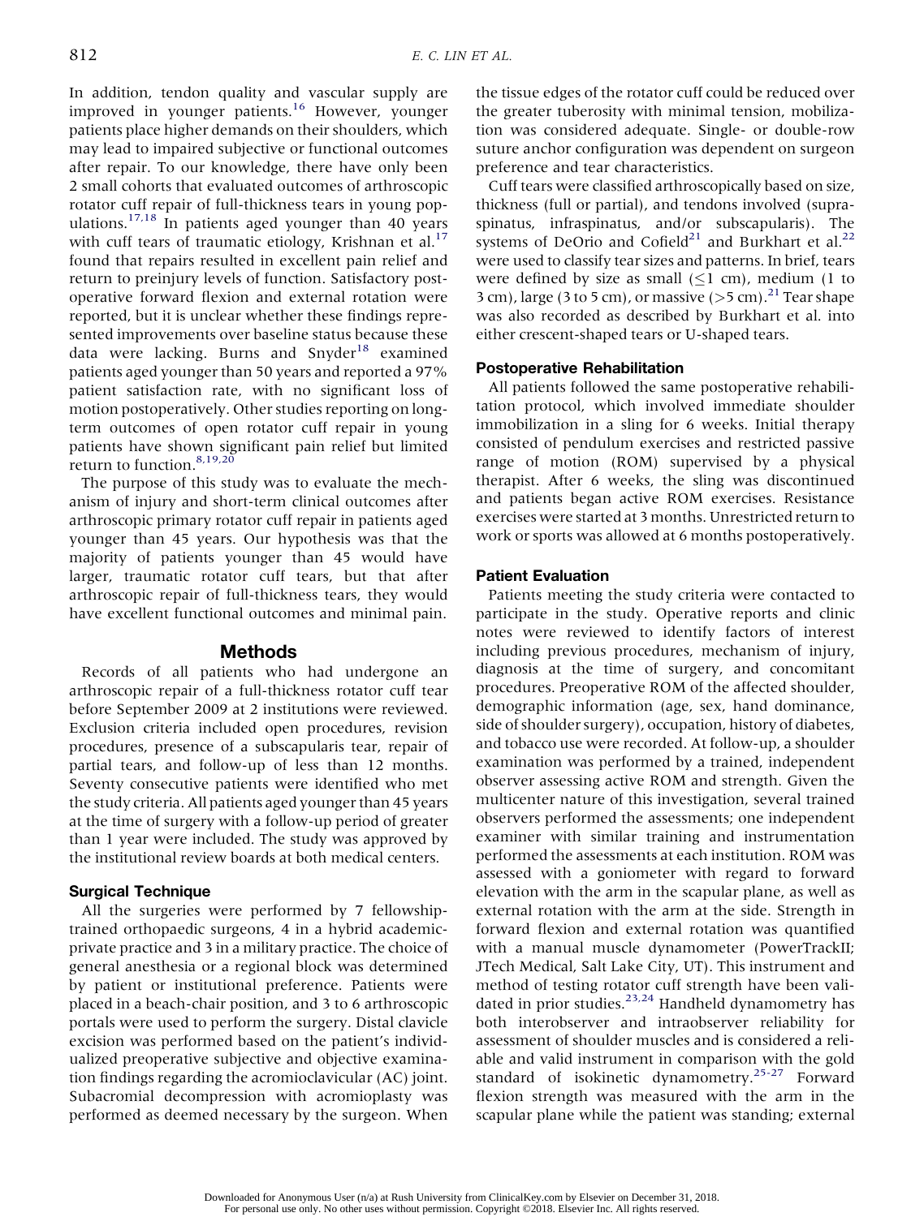In addition, tendon quality and vascular supply are improved in younger patients.[16] However, younger patients place higher demands on their shoulders, which may lead to impaired subjective or functional outcomes after repair. To our knowledge, there have only been 2 small cohorts that evaluated outcomes of arthroscopic rotator cuff repair of full-thickness tears in young populations.[17,18] In patients aged younger than 40 years with cuff tears of traumatic etiology, Krishnan et al.[17] found that repairs resulted in excellent pain relief and return to preinjury levels of function. Satisfactory postoperative forward flexion and external rotation were reported, but it is unclear whether these findings represented improvements over baseline status because these data were lacking. Burns and Snyder[18] examined patients aged younger than 50 years and reported a 97% patient satisfaction rate, with no significant loss of motion postoperatively. Other studies reporting on long-term outcomes of open rotator cuff repair in young patients have shown significant pain relief but limited return to function.[8,19,20]

The purpose of this study was to evaluate the mechanism of injury and short-term clinical outcomes after arthroscopic primary rotator cuff repair in patients aged younger than 45 years. Our hypothesis was that the majority of patients younger than 45 would have larger, traumatic rotator cuff tears, but that after arthroscopic repair of full-thickness tears, they would have excellent functional outcomes and minimal pain.

## Methods

Records of all patients who had undergone an arthroscopic repair of a full-thickness rotator cuff tear before September 2009 at 2 institutions were reviewed. Exclusion criteria included open procedures, revision procedures, presence of a subscapularis tear, repair of partial tears, and follow-up of less than 12 months. Seventy consecutive patients were identified who met the study criteria. All patients aged younger than 45 years at the time of surgery with a follow-up period of greater than 1 year were included. The study was approved by the institutional review boards at both medical centers.

### Surgical Technique

All the surgeries were performed by 7 fellowship-trained orthopaedic surgeons, 4 in a hybrid academic-private practice and 3 in a military practice. The choice of general anesthesia or a regional block was determined by patient or institutional preference. Patients were placed in a beach-chair position, and 3 to 6 arthroscopic portals were used to perform the surgery. Distal clavicle excision was performed based on the patient's individualized preoperative subjective and objective examination findings regarding the acromioclavicular (AC) joint. Subacromial decompression with acromioplasty was performed as deemed necessary by the surgeon. When the tissue edges of the rotator cuff could be reduced over the greater tuberosity with minimal tension, mobilization was considered adequate. Single- or double-row suture anchor configuration was dependent on surgeon preference and tear characteristics.

Cuff tears were classified arthroscopically based on size, thickness (full or partial), and tendons involved (supraspinatus, infraspinatus, and/or subscapularis). The systems of DeOrio and Cofield[21] and Burkhart et al.[22] were used to classify tear sizes and patterns. In brief, tears were defined by size as small (≤1 cm), medium (1 to 3 cm), large (3 to 5 cm), or massive (>5 cm).[21] Tear shape was also recorded as described by Burkhart et al. into either crescent-shaped tears or U-shaped tears.

### Postoperative Rehabilitation

All patients followed the same postoperative rehabilitation protocol, which involved immediate shoulder immobilization in a sling for 6 weeks. Initial therapy consisted of pendulum exercises and restricted passive range of motion (ROM) supervised by a physical therapist. After 6 weeks, the sling was discontinued and patients began active ROM exercises. Resistance exercises were started at 3 months. Unrestricted return to work or sports was allowed at 6 months postoperatively.

### Patient Evaluation

Patients meeting the study criteria were contacted to participate in the study. Operative reports and clinic notes were reviewed to identify factors of interest including previous procedures, mechanism of injury, diagnosis at the time of surgery, and concomitant procedures. Preoperative ROM of the affected shoulder, demographic information (age, sex, hand dominance, side of shoulder surgery), occupation, history of diabetes, and tobacco use were recorded. At follow-up, a shoulder examination was performed by a trained, independent observer assessing active ROM and strength. Given the multicenter nature of this investigation, several trained observers performed the assessments; one independent examiner with similar training and instrumentation performed the assessments at each institution. ROM was assessed with a goniometer with regard to forward elevation with the arm in the scapular plane, as well as external rotation with the arm at the side. Strength in forward flexion and external rotation was quantified with a manual muscle dynamometer (PowerTrackII; JTech Medical, Salt Lake City, UT). This instrument and method of testing rotator cuff strength have been validated in prior studies.[23,24] Handheld dynamometry has both interobserver and intraobserver reliability for assessment of shoulder muscles and is considered a reliable and valid instrument in comparison with the gold standard of isokinetic dynamometry.[25-27] Forward flexion strength was measured with the arm in the scapular plane while the patient was standing; external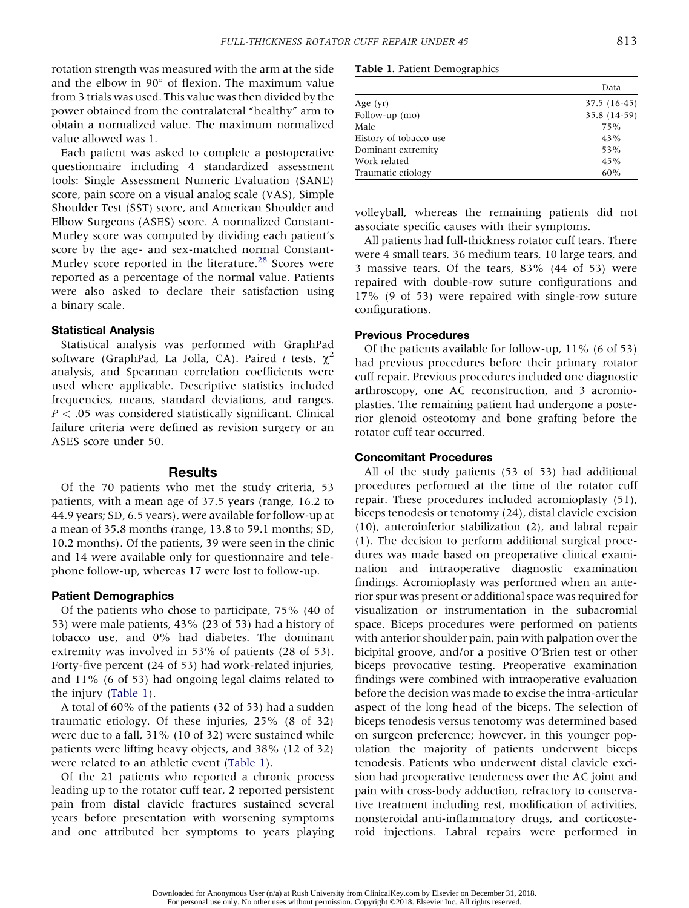rotation strength was measured with the arm at the side and the elbow in 90° of flexion. The maximum value from 3 trials was used. This value was then divided by the power obtained from the contralateral "healthy" arm to obtain a normalized value. The maximum normalized value allowed was 1.

Each patient was asked to complete a postoperative questionnaire including 4 standardized assessment tools: Single Assessment Numeric Evaluation (SANE) score, pain score on a visual analog scale (VAS), Simple Shoulder Test (SST) score, and American Shoulder and Elbow Surgeons (ASES) score. A normalized Constant-Murley score was computed by dividing each patient's score by the age- and sex-matched normal Constant-Murley score reported in the literature.[28] Scores were reported as a percentage of the normal value. Patients were also asked to declare their satisfaction using a binary scale.

### Statistical Analysis

Statistical analysis was performed with GraphPad software (GraphPad, La Jolla, CA). Paired *t* tests, $\chi^2$ analysis, and Spearman correlation coefficients were used where applicable. Descriptive statistics included frequencies, means, standard deviations, and ranges. $P < .05$ was considered statistically significant. Clinical failure criteria were defined as revision surgery or an ASES score under 50.

## Results

Of the 70 patients who met the study criteria, 53 patients, with a mean age of 37.5 years (range, 16.2 to 44.9 years; SD, 6.5 years), were available for follow-up at a mean of 35.8 months (range, 13.8 to 59.1 months; SD, 10.2 months). Of the patients, 39 were seen in the clinic and 14 were available only for questionnaire and telephone follow-up, whereas 17 were lost to follow-up.

### Patient Demographics

Of the patients who chose to participate, 75% (40 of 53) were male patients, 43% (23 of 53) had a history of tobacco use, and 0% had diabetes. The dominant extremity was involved in 53% of patients (28 of 53). Forty-five percent (24 of 53) had work-related injuries, and 11% (6 of 53) had ongoing legal claims related to the injury (Table 1).

A total of 60% of the patients (32 of 53) had a sudden traumatic etiology. Of these injuries, 25% (8 of 32) were due to a fall, 31% (10 of 32) were sustained while patients were lifting heavy objects, and 38% (12 of 32) were related to an athletic event (Table 1).

Of the 21 patients who reported a chronic process leading up to the rotator cuff tear, 2 reported persistent pain from distal clavicle fractures sustained several years before presentation with worsening symptoms and one attributed her symptoms to years playing volleyball, whereas the remaining patients did not associate specific causes with their symptoms.

**Table 1.** Patient Demographics

| | Data |
|---|---|
| Age (yr) | 37.5 (16-45) |
| Follow-up (mo) | 35.8 (14-59) |
| Male | 75% |
| History of tobacco use | 43% |
| Dominant extremity | 53% |
| Work related | 45% |
| Traumatic etiology | 60% |

All patients had full-thickness rotator cuff tears. There were 4 small tears, 36 medium tears, 10 large tears, and 3 massive tears. Of the tears, 83% (44 of 53) were repaired with double-row suture configurations and 17% (9 of 53) were repaired with single-row suture configurations.

### Previous Procedures

Of the patients available for follow-up, 11% (6 of 53) had previous procedures before their primary rotator cuff repair. Previous procedures included one diagnostic arthroscopy, one AC reconstruction, and 3 acromioplasties. The remaining patient had undergone a posterior glenoid osteotomy and bone grafting before the rotator cuff tear occurred.

### Concomitant Procedures

All of the study patients (53 of 53) had additional procedures performed at the time of the rotator cuff repair. These procedures included acromioplasty (51), biceps tenodesis or tenotomy (24), distal clavicle excision (10), anteroinferior stabilization (2), and labral repair (1). The decision to perform additional surgical procedures was made based on preoperative clinical examination and intraoperative diagnostic examination findings. Acromioplasty was performed when an anterior spur was present or additional space was required for visualization or instrumentation in the subacromial space. Biceps procedures were performed on patients with anterior shoulder pain, pain with palpation over the bicipital groove, and/or a positive O'Brien test or other biceps provocative testing. Preoperative examination findings were combined with intraoperative evaluation before the decision was made to excise the intra-articular aspect of the long head of the biceps. The selection of biceps tenodesis versus tenotomy was determined based on surgeon preference; however, in this younger population the majority of patients underwent biceps tenodesis. Patients who underwent distal clavicle excision had preoperative tenderness over the AC joint and pain with cross-body adduction, refractory to conservative treatment including rest, modification of activities, nonsteroidal anti-inflammatory drugs, and corticosteroid injections. Labral repairs were performed in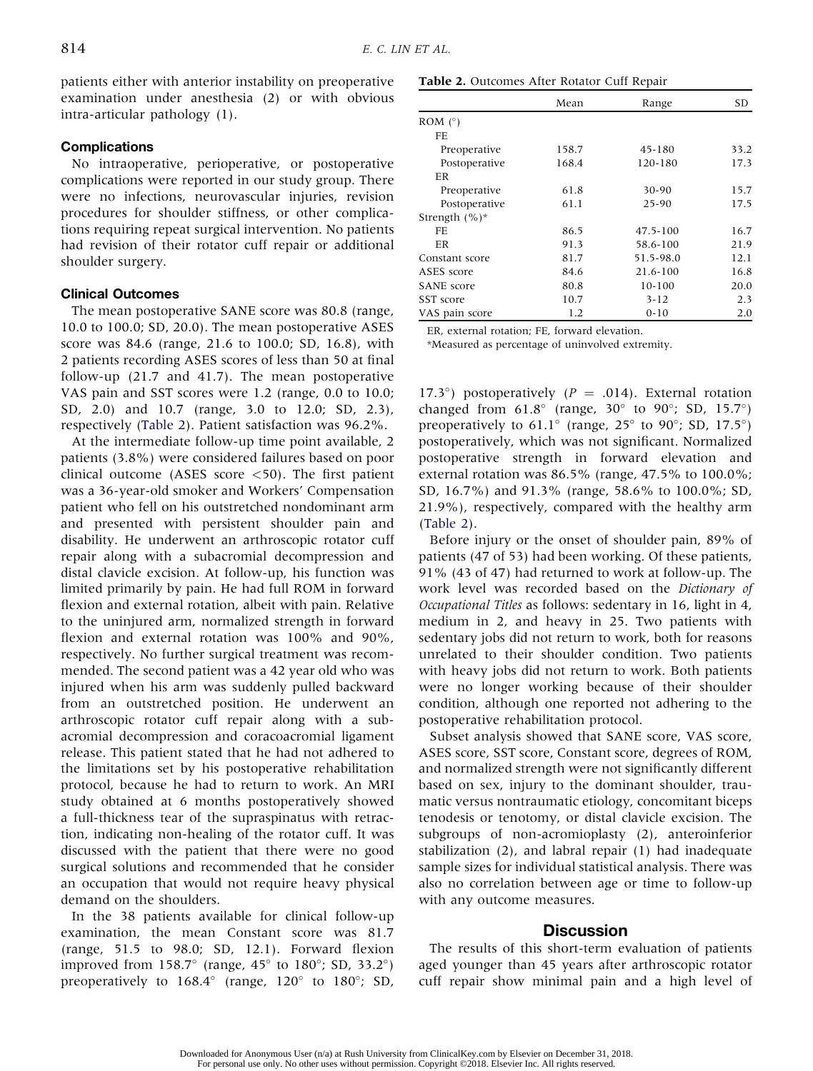patients either with anterior instability on preoperative examination under anesthesia (2) or with obvious intra-articular pathology (1).

### Complications

No intraoperative, perioperative, or postoperative complications were reported in our study group. There were no infections, neurovascular injuries, revision procedures for shoulder stiffness, or other complications requiring repeat surgical intervention. No patients had revision of their rotator cuff repair or additional shoulder surgery.

### Clinical Outcomes

The mean postoperative SANE score was 80.8 (range, 10.0 to 100.0; SD, 20.0). The mean postoperative ASES score was 84.6 (range, 21.6 to 100.0; SD, 16.8), with 2 patients recording ASES scores of less than 50 at final follow-up (21.7 and 41.7). The mean postoperative VAS pain and SST scores were 1.2 (range, 0.0 to 10.0; SD, 2.0) and 10.7 (range, 3.0 to 12.0; SD, 2.3), respectively (Table 2). Patient satisfaction was 96.2%.

At the intermediate follow-up time point available, 2 patients (3.8%) were considered failures based on poor clinical outcome (ASES score <50). The first patient was a 36-year-old smoker and Workers' Compensation patient who fell on his outstretched nondominant arm and presented with persistent shoulder pain and disability. He underwent an arthroscopic rotator cuff repair along with a subacromial decompression and distal clavicle excision. At follow-up, his function was limited primarily by pain. He had full ROM in forward flexion and external rotation, albeit with pain. Relative to the uninjured arm, normalized strength in forward flexion and external rotation was 100% and 90%, respectively. No further surgical treatment was recommended. The second patient was a 42 year old who was injured when his arm was suddenly pulled backward from an outstretched position. He underwent an arthroscopic rotator cuff repair along with a subacromial decompression and coracoacromial ligament release. This patient stated that he had not adhered to the limitations set by his postoperative rehabilitation protocol, because he had to return to work. An MRI study obtained at 6 months postoperatively showed a full-thickness tear of the supraspinatus with retraction, indicating non-healing of the rotator cuff. It was discussed with the patient that there were no good surgical solutions and recommended that he consider an occupation that would not require heavy physical demand on the shoulders.

In the 38 patients available for clinical follow-up examination, the mean Constant score was 81.7 (range, 51.5 to 98.0; SD, 12.1). Forward flexion improved from 158.7° (range, 45° to 180°; SD, 33.2°) preoperatively to 168.4° (range, 120° to 180°; SD, 17.3°) postoperatively ($P = .014$). External rotation changed from 61.8° (range, 30° to 90°; SD, 15.7°) preoperatively to 61.1° (range, 25° to 90°; SD, 17.5°) postoperatively, which was not significant. Normalized postoperative strength in forward elevation and external rotation was 86.5% (range, 47.5% to 100.0%; SD, 16.7%) and 91.3% (range, 58.6% to 100.0%; SD, 21.9%), respectively, compared with the healthy arm (Table 2).

**Table 2.** Outcomes After Rotator Cuff Repair

| | Mean | Range | SD |
|---|---|---|---|
| ROM (°) | | | |
| FE | | | |
| Preoperative | 158.7 | 45-180 | 33.2 |
| Postoperative | 168.4 | 120-180 | 17.3 |
| ER | | | |
| Preoperative | 61.8 | 30-90 | 15.7 |
| Postoperative | 61.1 | 25-90 | 17.5 |
| Strength (%)* | | | |
| FE | 86.5 | 47.5-100 | 16.7 |
| ER | 91.3 | 58.6-100 | 21.9 |
| Constant score | 81.7 | 51.5-98.0 | 12.1 |
| ASES score | 84.6 | 21.6-100 | 16.8 |
| SANE score | 80.8 | 10-100 | 20.0 |
| SST score | 10.7 | 3-12 | 2.3 |
| VAS pain score | 1.2 | 0-10 | 2.0 |

ER, external rotation; FE, forward elevation.
*Measured as percentage of uninvolved extremity.

Before injury or the onset of shoulder pain, 89% of patients (47 of 53) had been working. Of these patients, 91% (43 of 47) had returned to work at follow-up. The work level was recorded based on the *Dictionary of Occupational Titles* as follows: sedentary in 16, light in 4, medium in 2, and heavy in 25. Two patients with sedentary jobs did not return to work, both for reasons unrelated to their shoulder condition. Two patients with heavy jobs did not return to work. Both patients were no longer working because of their shoulder condition, although one reported not adhering to the postoperative rehabilitation protocol.

Subset analysis showed that SANE score, VAS score, ASES score, SST score, Constant score, degrees of ROM, and normalized strength were not significantly different based on sex, injury to the dominant shoulder, traumatic versus nontraumatic etiology, concomitant biceps tenodesis or tenotomy, or distal clavicle excision. The subgroups of non-acromioplasty (2), anteroinferior stabilization (2), and labral repair (1) had inadequate sample sizes for individual statistical analysis. There was also no correlation between age or time to follow-up with any outcome measures.

## Discussion

The results of this short-term evaluation of patients aged younger than 45 years after arthroscopic rotator cuff repair show minimal pain and a high level of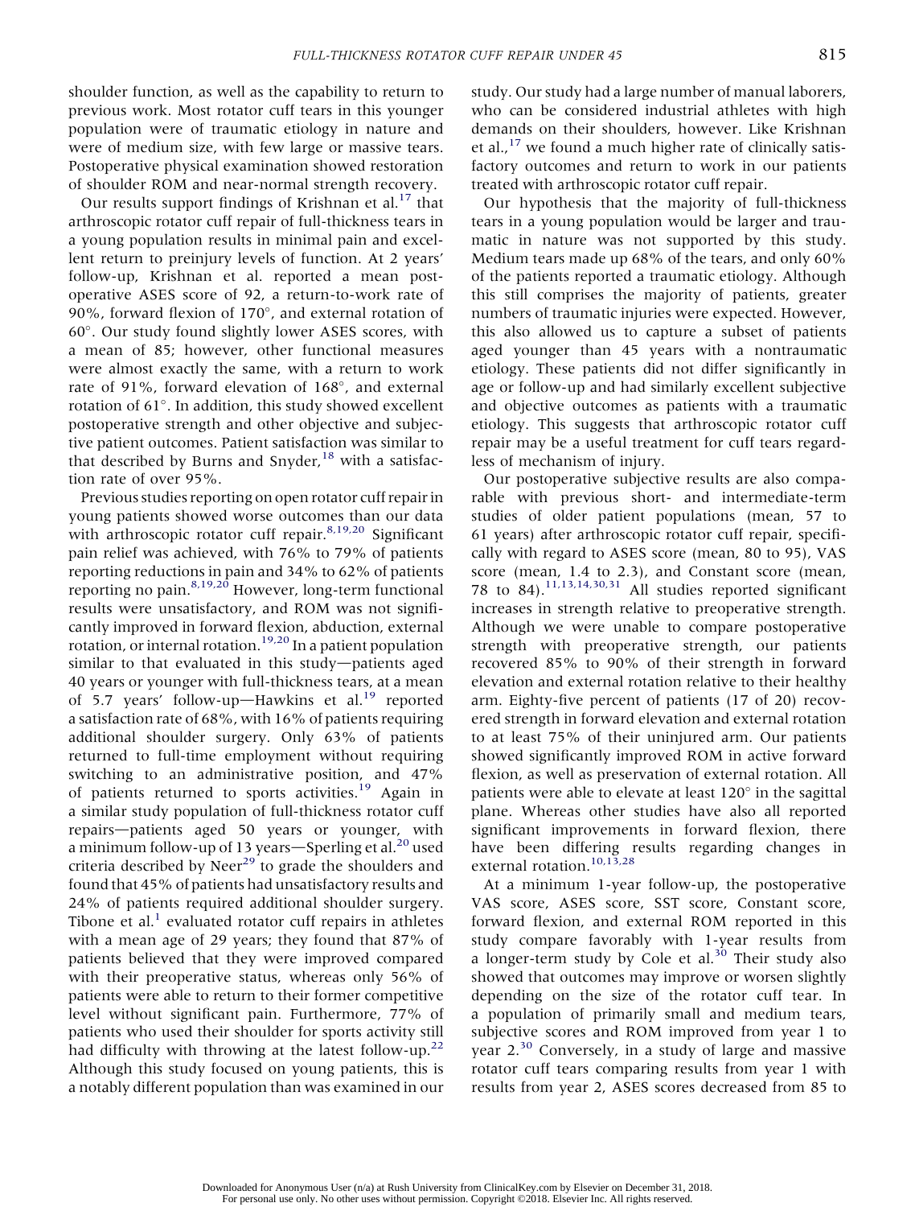shoulder function, as well as the capability to return to previous work. Most rotator cuff tears in this younger population were of traumatic etiology in nature and were of medium size, with few large or massive tears. Postoperative physical examination showed restoration of shoulder ROM and near-normal strength recovery.

Our results support findings of Krishnan et al.[17] that arthroscopic rotator cuff repair of full-thickness tears in a young population results in minimal pain and excellent return to preinjury levels of function. At 2 years' follow-up, Krishnan et al. reported a mean postoperative ASES score of 92, a return-to-work rate of 90%, forward flexion of 170°, and external rotation of 60°. Our study found slightly lower ASES scores, with a mean of 85; however, other functional measures were almost exactly the same, with a return to work rate of 91%, forward elevation of 168°, and external rotation of 61°. In addition, this study showed excellent postoperative strength and other objective and subjective patient outcomes. Patient satisfaction was similar to that described by Burns and Snyder,[18] with a satisfaction rate of over 95%.

Previous studies reporting on open rotator cuff repair in young patients showed worse outcomes than our data with arthroscopic rotator cuff repair.[8,19,20] Significant pain relief was achieved, with 76% to 79% of patients reporting reductions in pain and 34% to 62% of patients reporting no pain.[8,19,20] However, long-term functional results were unsatisfactory, and ROM was not significantly improved in forward flexion, abduction, external rotation, or internal rotation.[19,20] In a patient population similar to that evaluated in this study—patients aged 40 years or younger with full-thickness tears, at a mean of 5.7 years' follow-up—Hawkins et al.[19] reported a satisfaction rate of 68%, with 16% of patients requiring additional shoulder surgery. Only 63% of patients returned to full-time employment without requiring switching to an administrative position, and 47% of patients returned to sports activities.[19] Again in a similar study population of full-thickness rotator cuff repairs—patients aged 50 years or younger, with a minimum follow-up of 13 years—Sperling et al.[20] used criteria described by Neer[29] to grade the shoulders and found that 45% of patients had unsatisfactory results and 24% of patients required additional shoulder surgery. Tibone et al.[1] evaluated rotator cuff repairs in athletes with a mean age of 29 years; they found that 87% of patients believed that they were improved compared with their preoperative status, whereas only 56% of patients were able to return to their former competitive level without significant pain. Furthermore, 77% of patients who used their shoulder for sports activity still had difficulty with throwing at the latest follow-up.[22] Although this study focused on young patients, this is a notably different population than was examined in our study. Our study had a large number of manual laborers, who can be considered industrial athletes with high demands on their shoulders, however. Like Krishnan et al.,[17] we found a much higher rate of clinically satisfactory outcomes and return to work in our patients treated with arthroscopic rotator cuff repair.

Our hypothesis that the majority of full-thickness tears in a young population would be larger and traumatic in nature was not supported by this study. Medium tears made up 68% of the tears, and only 60% of the patients reported a traumatic etiology. Although this still comprises the majority of patients, greater numbers of traumatic injuries were expected. However, this also allowed us to capture a subset of patients aged younger than 45 years with a nontraumatic etiology. These patients did not differ significantly in age or follow-up and had similarly excellent subjective and objective outcomes as patients with a traumatic etiology. This suggests that arthroscopic rotator cuff repair may be a useful treatment for cuff tears regardless of mechanism of injury.

Our postoperative subjective results are also comparable with previous short- and intermediate-term studies of older patient populations (mean, 57 to 61 years) after arthroscopic rotator cuff repair, specifically with regard to ASES score (mean, 80 to 95), VAS score (mean, 1.4 to 2.3), and Constant score (mean, 78 to 84).[11,13,14,30,31] All studies reported significant increases in strength relative to preoperative strength. Although we were unable to compare postoperative strength with preoperative strength, our patients recovered 85% to 90% of their strength in forward elevation and external rotation relative to their healthy arm. Eighty-five percent of patients (17 of 20) recovered strength in forward elevation and external rotation to at least 75% of their uninjured arm. Our patients showed significantly improved ROM in active forward flexion, as well as preservation of external rotation. All patients were able to elevate at least 120° in the sagittal plane. Whereas other studies have also all reported significant improvements in forward flexion, there have been differing results regarding changes in external rotation.[10,13,28]

At a minimum 1-year follow-up, the postoperative VAS score, ASES score, SST score, Constant score, forward flexion, and external ROM reported in this study compare favorably with 1-year results from a longer-term study by Cole et al.[30] Their study also showed that outcomes may improve or worsen slightly depending on the size of the rotator cuff tear. In a population of primarily small and medium tears, subjective scores and ROM improved from year 1 to year 2.[30] Conversely, in a study of large and massive rotator cuff tears comparing results from year 1 with results from year 2, ASES scores decreased from 85 to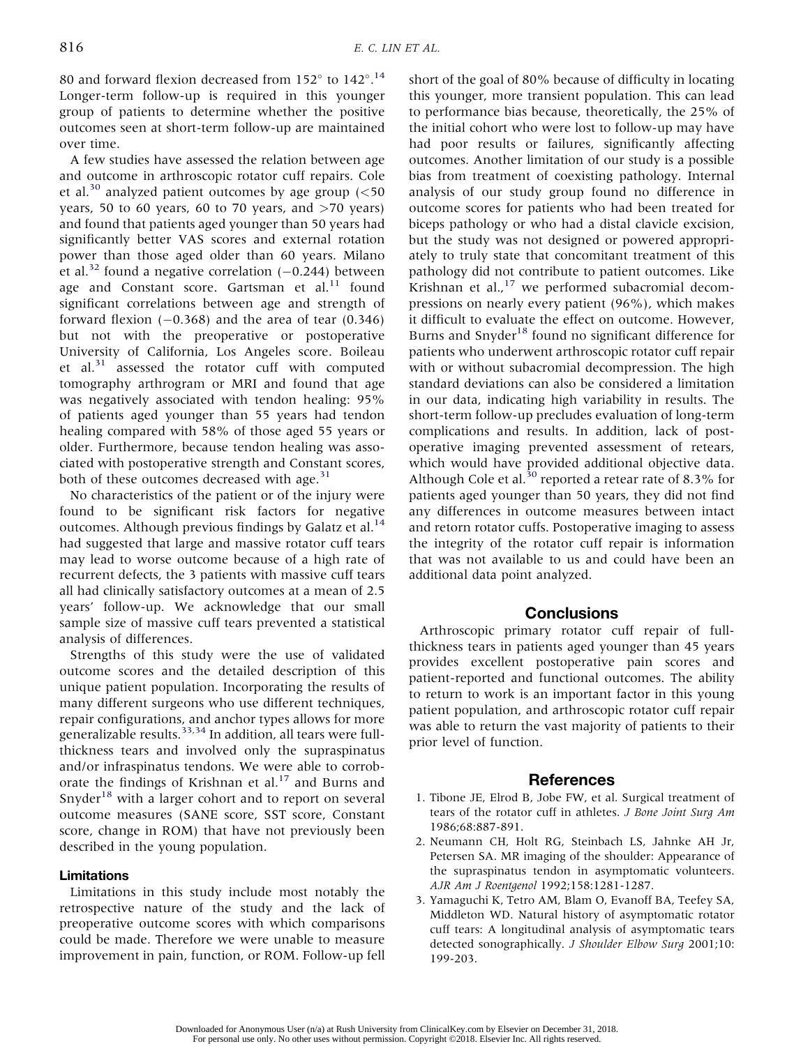80 and forward flexion decreased from 152° to 142°.[14] Longer-term follow-up is required in this younger group of patients to determine whether the positive outcomes seen at short-term follow-up are maintained over time.

A few studies have assessed the relation between age and outcome in arthroscopic rotator cuff repairs. Cole et al.[30] analyzed patient outcomes by age group (<50 years, 50 to 60 years, 60 to 70 years, and >70 years) and found that patients aged younger than 50 years had significantly better VAS scores and external rotation power than those aged older than 60 years. Milano et al.[32] found a negative correlation (−0.244) between age and Constant score. Gartsman et al.[11] found significant correlations between age and strength of forward flexion (−0.368) and the area of tear (0.346) but not with the preoperative or postoperative University of California, Los Angeles score. Boileau et al.[31] assessed the rotator cuff with computed tomography arthrogram or MRI and found that age was negatively associated with tendon healing: 95% of patients aged younger than 55 years had tendon healing compared with 58% of those aged 55 years or older. Furthermore, because tendon healing was associated with postoperative strength and Constant scores, both of these outcomes decreased with age.[31]

No characteristics of the patient or of the injury were found to be significant risk factors for negative outcomes. Although previous findings by Galatz et al.[14] had suggested that large and massive rotator cuff tears may lead to worse outcome because of a high rate of recurrent defects, the 3 patients with massive cuff tears all had clinically satisfactory outcomes at a mean of 2.5 years' follow-up. We acknowledge that our small sample size of massive cuff tears prevented a statistical analysis of differences.

Strengths of this study were the use of validated outcome scores and the detailed description of this unique patient population. Incorporating the results of many different surgeons who use different techniques, repair configurations, and anchor types allows for more generalizable results.[33,34] In addition, all tears were full-thickness tears and involved only the supraspinatus and/or infraspinatus tendons. We were able to corroborate the findings of Krishnan et al.[17] and Burns and Snyder[18] with a larger cohort and to report on several outcome measures (SANE score, SST score, Constant score, change in ROM) that have not previously been described in the young population.

#### Limitations

Limitations in this study include most notably the retrospective nature of the study and the lack of preoperative outcome scores with which comparisons could be made. Therefore we were unable to measure improvement in pain, function, or ROM. Follow-up fell short of the goal of 80% because of difficulty in locating this younger, more transient population. This can lead to performance bias because, theoretically, the 25% of the initial cohort who were lost to follow-up may have had poor results or failures, significantly affecting outcomes. Another limitation of our study is a possible bias from treatment of coexisting pathology. Internal analysis of our study group found no difference in outcome scores for patients who had been treated for biceps pathology or who had a distal clavicle excision, but the study was not designed or powered appropriately to truly state that concomitant treatment of this pathology did not contribute to patient outcomes. Like Krishnan et al.,[17] we performed subacromial decompressions on nearly every patient (96%), which makes it difficult to evaluate the effect on outcome. However, Burns and Snyder[18] found no significant difference for patients who underwent arthroscopic rotator cuff repair with or without subacromial decompression. The high standard deviations can also be considered a limitation in our data, indicating high variability in results. The short-term follow-up precludes evaluation of long-term complications and results. In addition, lack of postoperative imaging prevented assessment of retears, which would have provided additional objective data. Although Cole et al.[30] reported a retear rate of 8.3% for patients aged younger than 50 years, they did not find any differences in outcome measures between intact and retorn rotator cuffs. Postoperative imaging to assess the integrity of the rotator cuff repair is information that was not available to us and could have been an additional data point analyzed.

## Conclusions

Arthroscopic primary rotator cuff repair of full-thickness tears in patients aged younger than 45 years provides excellent postoperative pain scores and patient-reported and functional outcomes. The ability to return to work is an important factor in this young patient population, and arthroscopic rotator cuff repair was able to return the vast majority of patients to their prior level of function.

## References

1. Tibone JE, Elrod B, Jobe FW, et al. Surgical treatment of tears of the rotator cuff in athletes. *J Bone Joint Surg Am* 1986;68:887-891.
2. Neumann CH, Holt RG, Steinbach LS, Jahnke AH Jr, Petersen SA. MR imaging of the shoulder: Appearance of the supraspinatus tendon in asymptomatic volunteers. *AJR Am J Roentgenol* 1992;158:1281-1287.
3. Yamaguchi K, Tetro AM, Blam O, Evanoff BA, Teefey SA, Middleton WD. Natural history of asymptomatic rotator cuff tears: A longitudinal analysis of asymptomatic tears detected sonographically. *J Shoulder Elbow Surg* 2001;10: 199-203.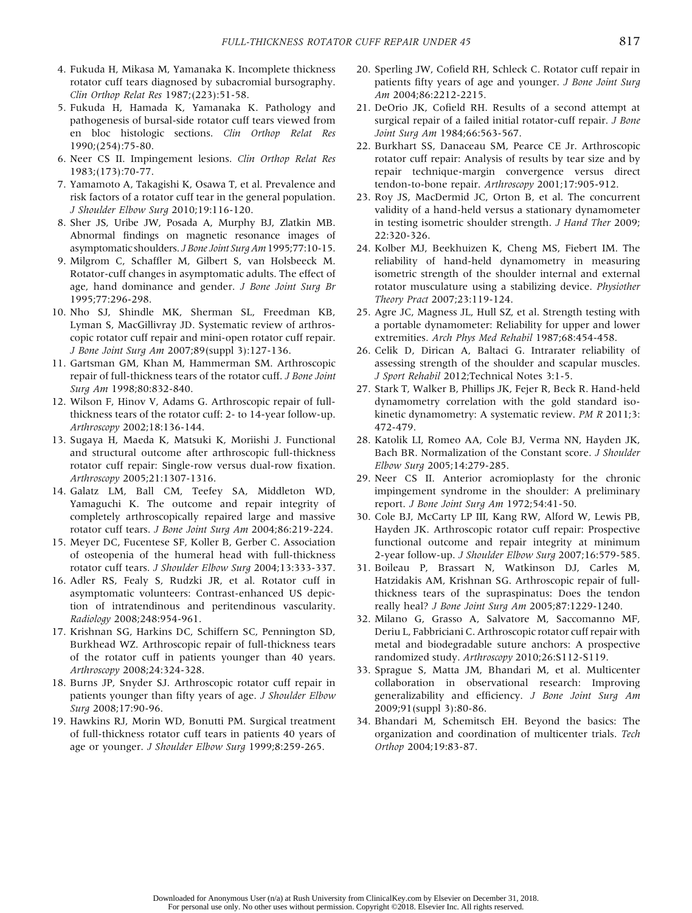4. Fukuda H, Mikasa M, Yamanaka K. Incomplete thickness rotator cuff tears diagnosed by subacromial bursography. *Clin Orthop Relat Res* 1987;(223):51-58.
5. Fukuda H, Hamada K, Yamanaka K. Pathology and pathogenesis of bursal-side rotator cuff tears viewed from en bloc histologic sections. *Clin Orthop Relat Res* 1990;(254):75-80.
6. Neer CS II. Impingement lesions. *Clin Orthop Relat Res* 1983;(173):70-77.
7. Yamamoto A, Takagishi K, Osawa T, et al. Prevalence and risk factors of a rotator cuff tear in the general population. *J Shoulder Elbow Surg* 2010;19:116-120.
8. Sher JS, Uribe JW, Posada A, Murphy BJ, Zlatkin MB. Abnormal findings on magnetic resonance images of asymptomatic shoulders. *J Bone Joint Surg Am* 1995;77:10-15.
9. Milgrom C, Schaffler M, Gilbert S, van Holsbeeck M. Rotator-cuff changes in asymptomatic adults. The effect of age, hand dominance and gender. *J Bone Joint Surg Br* 1995;77:296-298.
10. Nho SJ, Shindle MK, Sherman SL, Freedman KB, Lyman S, MacGillivray JD. Systematic review of arthroscopic rotator cuff repair and mini-open rotator cuff repair. *J Bone Joint Surg Am* 2007;89(suppl 3):127-136.
11. Gartsman GM, Khan M, Hammerman SM. Arthroscopic repair of full-thickness tears of the rotator cuff. *J Bone Joint Surg Am* 1998;80:832-840.
12. Wilson F, Hinov V, Adams G. Arthroscopic repair of full-thickness tears of the rotator cuff: 2- to 14-year follow-up. *Arthroscopy* 2002;18:136-144.
13. Sugaya H, Maeda K, Matsuki K, Moriishi J. Functional and structural outcome after arthroscopic full-thickness rotator cuff repair: Single-row versus dual-row fixation. *Arthroscopy* 2005;21:1307-1316.
14. Galatz LM, Ball CM, Teefey SA, Middleton WD, Yamaguchi K. The outcome and repair integrity of completely arthroscopically repaired large and massive rotator cuff tears. *J Bone Joint Surg Am* 2004;86:219-224.
15. Meyer DC, Fucentese SF, Koller B, Gerber C. Association of osteopenia of the humeral head with full-thickness rotator cuff tears. *J Shoulder Elbow Surg* 2004;13:333-337.
16. Adler RS, Fealy S, Rudzki JR, et al. Rotator cuff in asymptomatic volunteers: Contrast-enhanced US depiction of intratendinous and peritendinous vascularity. *Radiology* 2008;248:954-961.
17. Krishnan SG, Harkins DC, Schiffern SC, Pennington SD, Burkhead WZ. Arthroscopic repair of full-thickness tears of the rotator cuff in patients younger than 40 years. *Arthroscopy* 2008;24:324-328.
18. Burns JP, Snyder SJ. Arthroscopic rotator cuff repair in patients younger than fifty years of age. *J Shoulder Elbow Surg* 2008;17:90-96.
19. Hawkins RJ, Morin WD, Bonutti PM. Surgical treatment of full-thickness rotator cuff tears in patients 40 years of age or younger. *J Shoulder Elbow Surg* 1999;8:259-265.
20. Sperling JW, Cofield RH, Schleck C. Rotator cuff repair in patients fifty years of age and younger. *J Bone Joint Surg Am* 2004;86:2212-2215.
21. DeOrio JK, Cofield RH. Results of a second attempt at surgical repair of a failed initial rotator-cuff repair. *J Bone Joint Surg Am* 1984;66:563-567.
22. Burkhart SS, Danaceau SM, Pearce CE Jr. Arthroscopic rotator cuff repair: Analysis of results by tear size and by repair technique-margin convergence versus direct tendon-to-bone repair. *Arthroscopy* 2001;17:905-912.
23. Roy JS, MacDermid JC, Orton B, et al. The concurrent validity of a hand-held versus a stationary dynamometer in testing isometric shoulder strength. *J Hand Ther* 2009; 22:320-326.
24. Kolber MJ, Beekhuizen K, Cheng MS, Fiebert IM. The reliability of hand-held dynamometry in measuring isometric strength of the shoulder internal and external rotator musculature using a stabilizing device. *Physiother Theory Pract* 2007;23:119-124.
25. Agre JC, Magness JL, Hull SZ, et al. Strength testing with a portable dynamometer: Reliability for upper and lower extremities. *Arch Phys Med Rehabil* 1987;68:454-458.
26. Celik D, Dirican A, Baltaci G. Intrarater reliability of assessing strength of the shoulder and scapular muscles. *J Sport Rehabil* 2012;Technical Notes 3:1-5.
27. Stark T, Walker B, Phillips JK, Fejer R, Beck R. Hand-held dynamometry correlation with the gold standard isokinetic dynamometry: A systematic review. *PM R* 2011;3: 472-479.
28. Katolik LI, Romeo AA, Cole BJ, Verma NN, Hayden JK, Bach BR. Normalization of the Constant score. *J Shoulder Elbow Surg* 2005;14:279-285.
29. Neer CS II. Anterior acromioplasty for the chronic impingement syndrome in the shoulder: A preliminary report. *J Bone Joint Surg Am* 1972;54:41-50.
30. Cole BJ, McCarty LP III, Kang RW, Alford W, Lewis PB, Hayden JK. Arthroscopic rotator cuff repair: Prospective functional outcome and repair integrity at minimum 2-year follow-up. *J Shoulder Elbow Surg* 2007;16:579-585.
31. Boileau P, Brassart N, Watkinson DJ, Carles M, Hatzidakis AM, Krishnan SG. Arthroscopic repair of full-thickness tears of the supraspinatus: Does the tendon really heal? *J Bone Joint Surg Am* 2005;87:1229-1240.
32. Milano G, Grasso A, Salvatore M, Saccomanno MF, Deriu L, Fabbriciani C. Arthroscopic rotator cuff repair with metal and biodegradable suture anchors: A prospective randomized study. *Arthroscopy* 2010;26:S112-S119.
33. Sprague S, Matta JM, Bhandari M, et al. Multicenter collaboration in observational research: Improving generalizability and efficiency. *J Bone Joint Surg Am* 2009;91(suppl 3):80-86.
34. Bhandari M, Schemitsch EH. Beyond the basics: The organization and coordination of multicenter trials. *Tech Orthop* 2004;19:83-87.